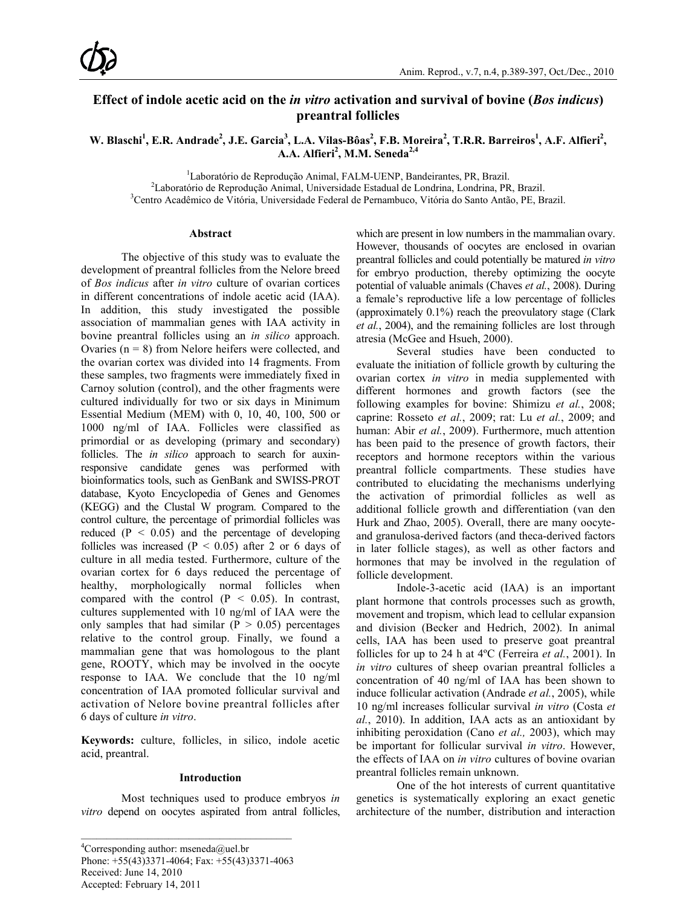# Effect of indole acetic acid on the *in vitro* activation and survival of bovine (*Bos indicus*) preantral follicles

**W. Blaschi[1], E.R. Andrade[2], J.E. Garcia[3], L.A. Vilas-Bôas[2], F.B. Moreira[2], T.R.R. Barreiros[1], A.F. Alfieri[2], A.A. Alfieri[2], M.M. Seneda[2,4]**

[1]Laboratório de Reprodução Animal, FALM-UENP, Bandeirantes, PR, Brazil.
[2]Laboratório de Reprodução Animal, Universidade Estadual de Londrina, Londrina, PR, Brazil.
[3]Centro Acadêmico de Vitória, Universidade Federal de Pernambuco, Vitória do Santo Antão, PE, Brazil.

## Abstract

The objective of this study was to evaluate the development of preantral follicles from the Nelore breed of *Bos indicus* after *in vitro* culture of ovarian cortices in different concentrations of indole acetic acid (IAA). In addition, this study investigated the possible association of mammalian genes with IAA activity in bovine preantral follicles using an *in silico* approach. Ovaries (n = 8) from Nelore heifers were collected, and the ovarian cortex was divided into 14 fragments. From these samples, two fragments were immediately fixed in Carnoy solution (control), and the other fragments were cultured individually for two or six days in Minimum Essential Medium (MEM) with 0, 10, 40, 100, 500 or 1000 ng/ml of IAA. Follicles were classified as primordial or as developing (primary and secondary) follicles. The *in silico* approach to search for auxin-responsive candidate genes was performed with bioinformatics tools, such as GenBank and SWISS-PROT database, Kyoto Encyclopedia of Genes and Genomes (KEGG) and the Clustal W program. Compared to the control culture, the percentage of primordial follicles was reduced ($P < 0.05$) and the percentage of developing follicles was increased ($P < 0.05$) after 2 or 6 days of culture in all media tested. Furthermore, culture of the ovarian cortex for 6 days reduced the percentage of healthy, morphologically normal follicles when compared with the control ($P < 0.05$). In contrast, cultures supplemented with 10 ng/ml of IAA were the only samples that had similar ($P > 0.05$) percentages relative to the control group. Finally, we found a mammalian gene that was homologous to the plant gene, ROOTY, which may be involved in the oocyte response to IAA. We conclude that the 10 ng/ml concentration of IAA promoted follicular survival and activation of Nelore bovine preantral follicles after 6 days of culture *in vitro*.

**Keywords:** culture, follicles, in silico, indole acetic acid, preantral.

## Introduction

Most techniques used to produce embryos *in vitro* depend on oocytes aspirated from antral follicles, which are present in low numbers in the mammalian ovary. However, thousands of oocytes are enclosed in ovarian preantral follicles and could potentially be matured *in vitro* for embryo production, thereby optimizing the oocyte potential of valuable animals (Chaves *et al.*, 2008). During a female's reproductive life a low percentage of follicles (approximately 0.1%) reach the preovulatory stage (Clark *et al.*, 2004), and the remaining follicles are lost through atresia (McGee and Hsueh, 2000).

Several studies have been conducted to evaluate the initiation of follicle growth by culturing the ovarian cortex *in vitro* in media supplemented with different hormones and growth factors (see the following examples for bovine: Shimizu *et al.*, 2008; caprine: Rosseto *et al.*, 2009; rat: Lu *et al.*, 2009; and human: Abir *et al.*, 2009). Furthermore, much attention has been paid to the presence of growth factors, their receptors and hormone receptors within the various preantral follicle compartments. These studies have contributed to elucidating the mechanisms underlying the activation of primordial follicles as well as additional follicle growth and differentiation (van den Hurk and Zhao, 2005). Overall, there are many oocyte- and granulosa-derived factors (and theca-derived factors in later follicle stages), as well as other factors and hormones that may be involved in the regulation of follicle development.

Indole-3-acetic acid (IAA) is an important plant hormone that controls processes such as growth, movement and tropism, which lead to cellular expansion and division (Becker and Hedrich, 2002). In animal cells, IAA has been used to preserve goat preantral follicles for up to 24 h at 4ºC (Ferreira *et al.*, 2001). In *in vitro* cultures of sheep ovarian preantral follicles a concentration of 40 ng/ml of IAA has been shown to induce follicular activation (Andrade *et al.*, 2005), while 10 ng/ml increases follicular survival *in vitro* (Costa *et al.*, 2010). In addition, IAA acts as an antioxidant by inhibiting peroxidation (Cano *et al.,* 2003), which may be important for follicular survival *in vitro*. However, the effects of IAA on *in vitro* cultures of bovine ovarian preantral follicles remain unknown.

One of the hot interests of current quantitative genetics is systematically exploring an exact genetic architecture of the number, distribution and interaction

[4]Corresponding author: mseneda@uel.br
Phone: +55(43)3371-4064; Fax: +55(43)3371-4063
Received: June 14, 2010
Accepted: February 14, 2011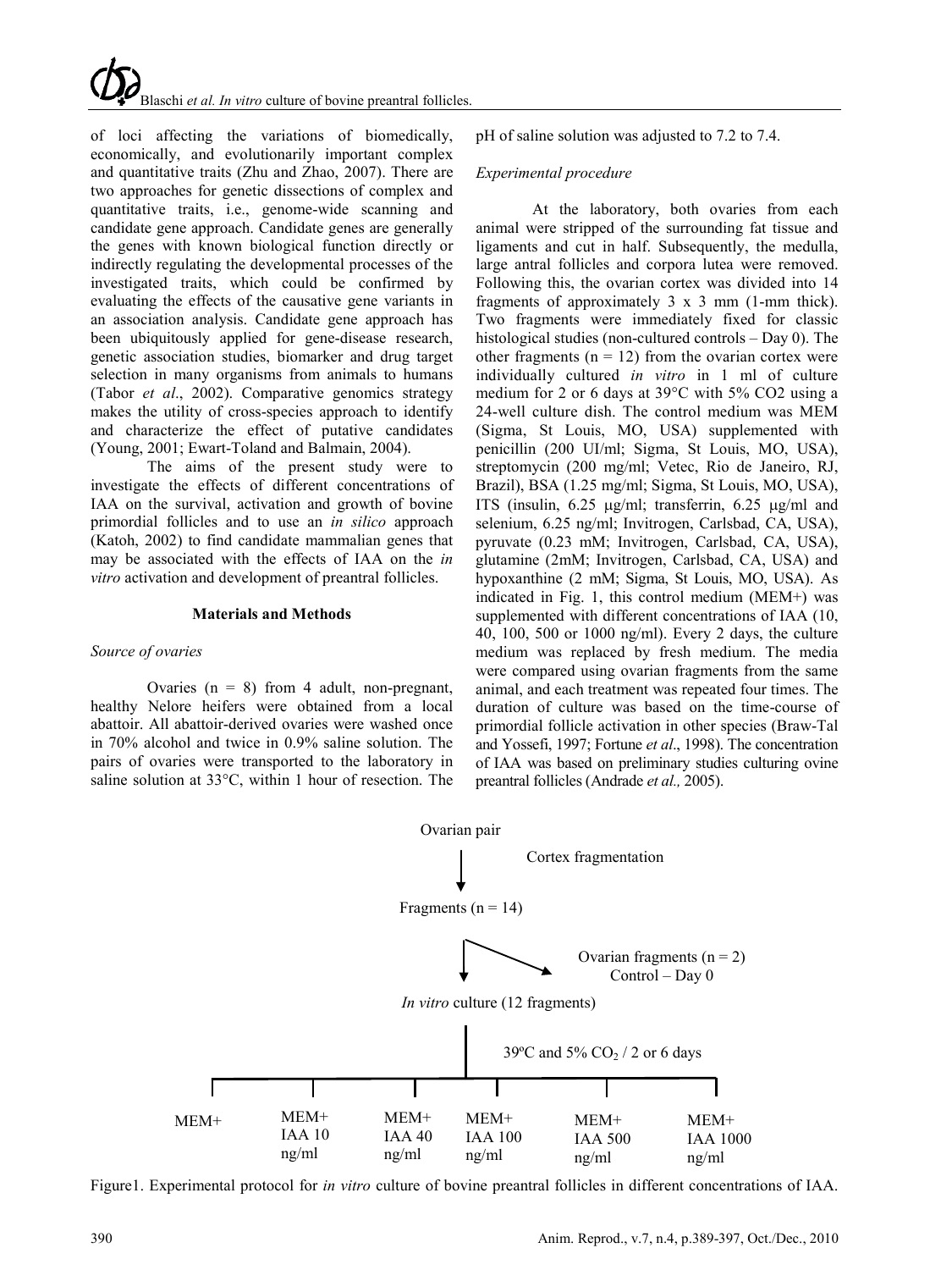of loci affecting the variations of biomedically, economically, and evolutionarily important complex and quantitative traits (Zhu and Zhao, 2007). There are two approaches for genetic dissections of complex and quantitative traits, i.e., genome-wide scanning and candidate gene approach. Candidate genes are generally the genes with known biological function directly or indirectly regulating the developmental processes of the investigated traits, which could be confirmed by evaluating the effects of the causative gene variants in an association analysis. Candidate gene approach has been ubiquitously applied for gene-disease research, genetic association studies, biomarker and drug target selection in many organisms from animals to humans (Tabor *et al*., 2002). Comparative genomics strategy makes the utility of cross-species approach to identify and characterize the effect of putative candidates (Young, 2001; Ewart-Toland and Balmain, 2004).

The aims of the present study were to investigate the effects of different concentrations of IAA on the survival, activation and growth of bovine primordial follicles and to use an *in silico* approach (Katoh, 2002) to find candidate mammalian genes that may be associated with the effects of IAA on the *in vitro* activation and development of preantral follicles.

## Materials and Methods

### *Source of ovaries*

Ovaries (n = 8) from 4 adult, non-pregnant, healthy Nelore heifers were obtained from a local abattoir. All abattoir-derived ovaries were washed once in 70% alcohol and twice in 0.9% saline solution. The pairs of ovaries were transported to the laboratory in saline solution at 33°C, within 1 hour of resection. The pH of saline solution was adjusted to 7.2 to 7.4.

### *Experimental procedure*

At the laboratory, both ovaries from each animal were stripped of the surrounding fat tissue and ligaments and cut in half. Subsequently, the medulla, large antral follicles and corpora lutea were removed. Following this, the ovarian cortex was divided into 14 fragments of approximately 3 x 3 mm (1-mm thick). Two fragments were immediately fixed for classic histological studies (non-cultured controls – Day 0). The other fragments (n = 12) from the ovarian cortex were individually cultured *in vitro* in 1 ml of culture medium for 2 or 6 days at 39°C with 5% $CO_2$ using a 24-well culture dish. The control medium was MEM (Sigma, St Louis, MO, USA) supplemented with penicillin (200 UI/ml; Sigma, St Louis, MO, USA), streptomycin (200 mg/ml; Vetec, Rio de Janeiro, RJ, Brazil), BSA (1.25 mg/ml; Sigma, St Louis, MO, USA), ITS (insulin, 6.25 μg/ml; transferrin, 6.25 μg/ml and selenium, 6.25 ng/ml; Invitrogen, Carlsbad, CA, USA), pyruvate (0.23 mM; Invitrogen, Carlsbad, CA, USA), glutamine (2mM; Invitrogen, Carlsbad, CA, USA) and hypoxanthine (2 mM; Sigma, St Louis, MO, USA). As indicated in Fig. 1, this control medium (MEM+) was supplemented with different concentrations of IAA (10, 40, 100, 500 or 1000 ng/ml). Every 2 days, the culture medium was replaced by fresh medium. The media were compared using ovarian fragments from the same animal, and each treatment was repeated four times. The duration of culture was based on the time-course of primordial follicle activation in other species (Braw-Tal and Yossefi, 1997; Fortune *et al*., 1998). The concentration of IAA was based on preliminary studies culturing ovine preantral follicles (Andrade *et al.,* 2005).

Ovarian pair → Cortex fragmentation → Fragments (n = 14) → Ovarian fragments (n = 2) Control – Day 0; *In vitro* culture (12 fragments) → 39ºC and 5% $CO_2$ / 2 or 6 days → MEM+ | MEM+ IAA 10 ng/ml | MEM+ IAA 40 ng/ml | MEM+ IAA 100 ng/ml | MEM+ IAA 500 ng/ml | MEM+ IAA 1000 ng/ml

Figure1. Experimental protocol for *in vitro* culture of bovine preantral follicles in different concentrations of IAA.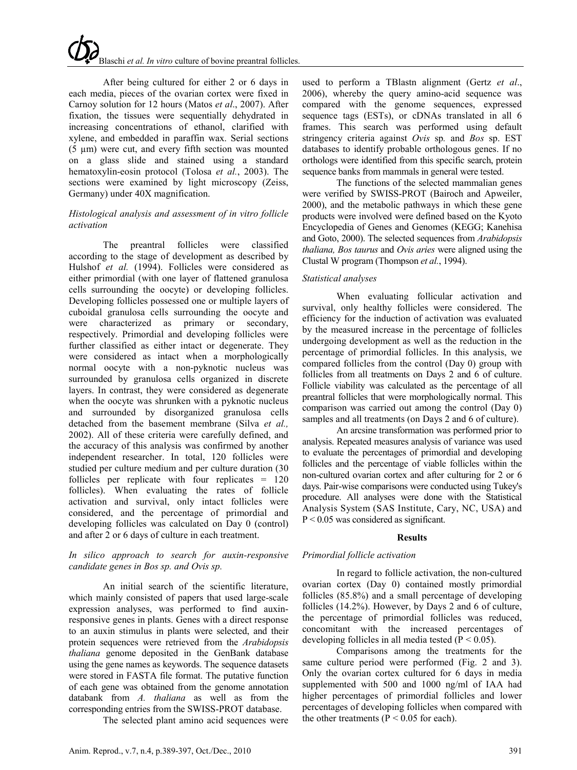After being cultured for either 2 or 6 days in each media, pieces of the ovarian cortex were fixed in Carnoy solution for 12 hours (Matos *et al*., 2007). After fixation, the tissues were sequentially dehydrated in increasing concentrations of ethanol, clarified with xylene, and embedded in paraffin wax. Serial sections (5 µm) were cut, and every fifth section was mounted on a glass slide and stained using a standard hematoxylin-eosin protocol (Tolosa *et al.*, 2003). The sections were examined by light microscopy (Zeiss, Germany) under 40X magnification.

### *Histological analysis and assessment of in vitro follicle activation*

The preantral follicles were classified according to the stage of development as described by Hulshof *et al.* (1994). Follicles were considered as either primordial (with one layer of flattened granulosa cells surrounding the oocyte) or developing follicles. Developing follicles possessed one or multiple layers of cuboidal granulosa cells surrounding the oocyte and were characterized as primary or secondary, respectively. Primordial and developing follicles were further classified as either intact or degenerate. They were considered as intact when a morphologically normal oocyte with a non-pyknotic nucleus was surrounded by granulosa cells organized in discrete layers. In contrast, they were considered as degenerate when the oocyte was shrunken with a pyknotic nucleus and surrounded by disorganized granulosa cells detached from the basement membrane (Silva *et al.,* 2002). All of these criteria were carefully defined, and the accuracy of this analysis was confirmed by another independent researcher. In total, 120 follicles were studied per culture medium and per culture duration (30 follicles per replicate with four replicates = 120 follicles). When evaluating the rates of follicle activation and survival, only intact follicles were considered, and the percentage of primordial and developing follicles was calculated on Day 0 (control) and after 2 or 6 days of culture in each treatment.

### *In silico approach to search for auxin-responsive candidate genes in Bos sp. and Ovis sp.*

An initial search of the scientific literature, which mainly consisted of papers that used large-scale expression analyses, was performed to find auxin-responsive genes in plants. Genes with a direct response to an auxin stimulus in plants were selected, and their protein sequences were retrieved from the *Arabidopsis thaliana* genome deposited in the GenBank database using the gene names as keywords. The sequence datasets were stored in FASTA file format. The putative function of each gene was obtained from the genome annotation databank from *A. thaliana* as well as from the corresponding entries from the SWISS-PROT database.

The selected plant amino acid sequences were used to perform a TBlastn alignment (Gertz *et al*., 2006), whereby the query amino-acid sequence was compared with the genome sequences, expressed sequence tags (ESTs), or cDNAs translated in all 6 frames. This search was performed using default stringency criteria against *Ovis* sp. and *Bos* sp. EST databases to identify probable orthologous genes. If no orthologs were identified from this specific search, protein sequence banks from mammals in general were tested.

The functions of the selected mammalian genes were verified by SWISS-PROT (Bairoch and Apweiler, 2000), and the metabolic pathways in which these gene products were involved were defined based on the Kyoto Encyclopedia of Genes and Genomes (KEGG; Kanehisa and Goto, 2000). The selected sequences from *Arabidopsis thaliana, Bos taurus* and *Ovis aries* were aligned using the Clustal W program (Thompson *et al.*, 1994).

### *Statistical analyses*

When evaluating follicular activation and survival, only healthy follicles were considered. The efficiency for the induction of activation was evaluated by the measured increase in the percentage of follicles undergoing development as well as the reduction in the percentage of primordial follicles. In this analysis, we compared follicles from the control (Day 0) group with follicles from all treatments on Days 2 and 6 of culture. Follicle viability was calculated as the percentage of all preantral follicles that were morphologically normal. This comparison was carried out among the control (Day 0) samples and all treatments (on Days 2 and 6 of culture).

An arcsine transformation was performed prior to analysis. Repeated measures analysis of variance was used to evaluate the percentages of primordial and developing follicles and the percentage of viable follicles within the non-cultured ovarian cortex and after culturing for 2 or 6 days. Pair-wise comparisons were conducted using Tukey's procedure. All analyses were done with the Statistical Analysis System (SAS Institute, Cary, NC, USA) and $P < 0.05$ was considered as significant.

## Results

### *Primordial follicle activation*

In regard to follicle activation, the non-cultured ovarian cortex (Day 0) contained mostly primordial follicles (85.8%) and a small percentage of developing follicles (14.2%). However, by Days 2 and 6 of culture, the percentage of primordial follicles was reduced, concomitant with the increased percentages of developing follicles in all media tested ($P < 0.05$).

Comparisons among the treatments for the same culture period were performed (Fig. 2 and 3). Only the ovarian cortex cultured for 6 days in media supplemented with 500 and 1000 ng/ml of IAA had higher percentages of primordial follicles and lower percentages of developing follicles when compared with the other treatments ($P < 0.05$ for each).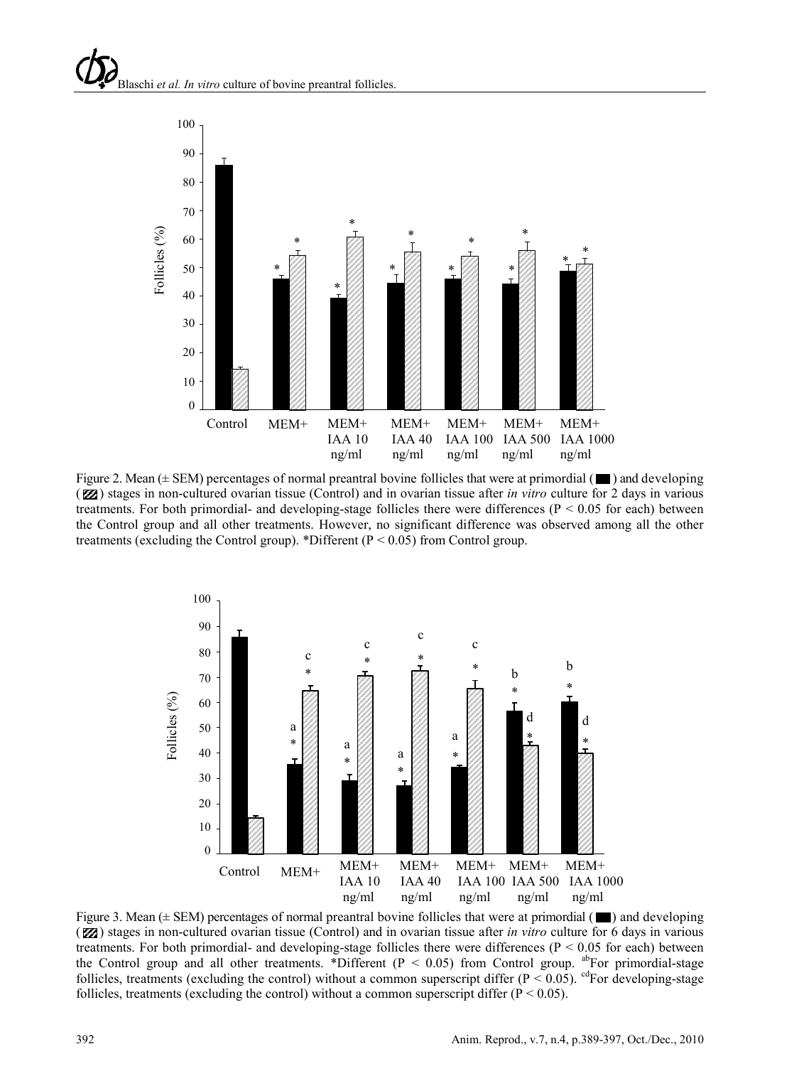Figure 2. Mean (± SEM) percentages of normal preantral bovine follicles that were at primordial (■) and developing (▨) stages in non-cultured ovarian tissue (Control) and in ovarian tissue after *in vitro* culture for 2 days in various treatments. For both primordial- and developing-stage follicles there were differences ($P < 0.05$ for each) between the Control group and all other treatments. However, no significant difference was observed among all the other treatments (excluding the Control group). *Different ($P < 0.05$) from Control group.

Figure 3. Mean (± SEM) percentages of normal preantral bovine follicles that were at primordial (■) and developing (▨) stages in non-cultured ovarian tissue (Control) and in ovarian tissue after *in vitro* culture for 6 days in various treatments. For both primordial- and developing-stage follicles there were differences ($P < 0.05$ for each) between the Control group and all other treatments. *Different ($P < 0.05$) from Control group. [ab]For primordial-stage follicles, treatments (excluding the control) without a common superscript differ ($P < 0.05$). [cd]For developing-stage follicles, treatments (excluding the control) without a common superscript differ ($P < 0.05$).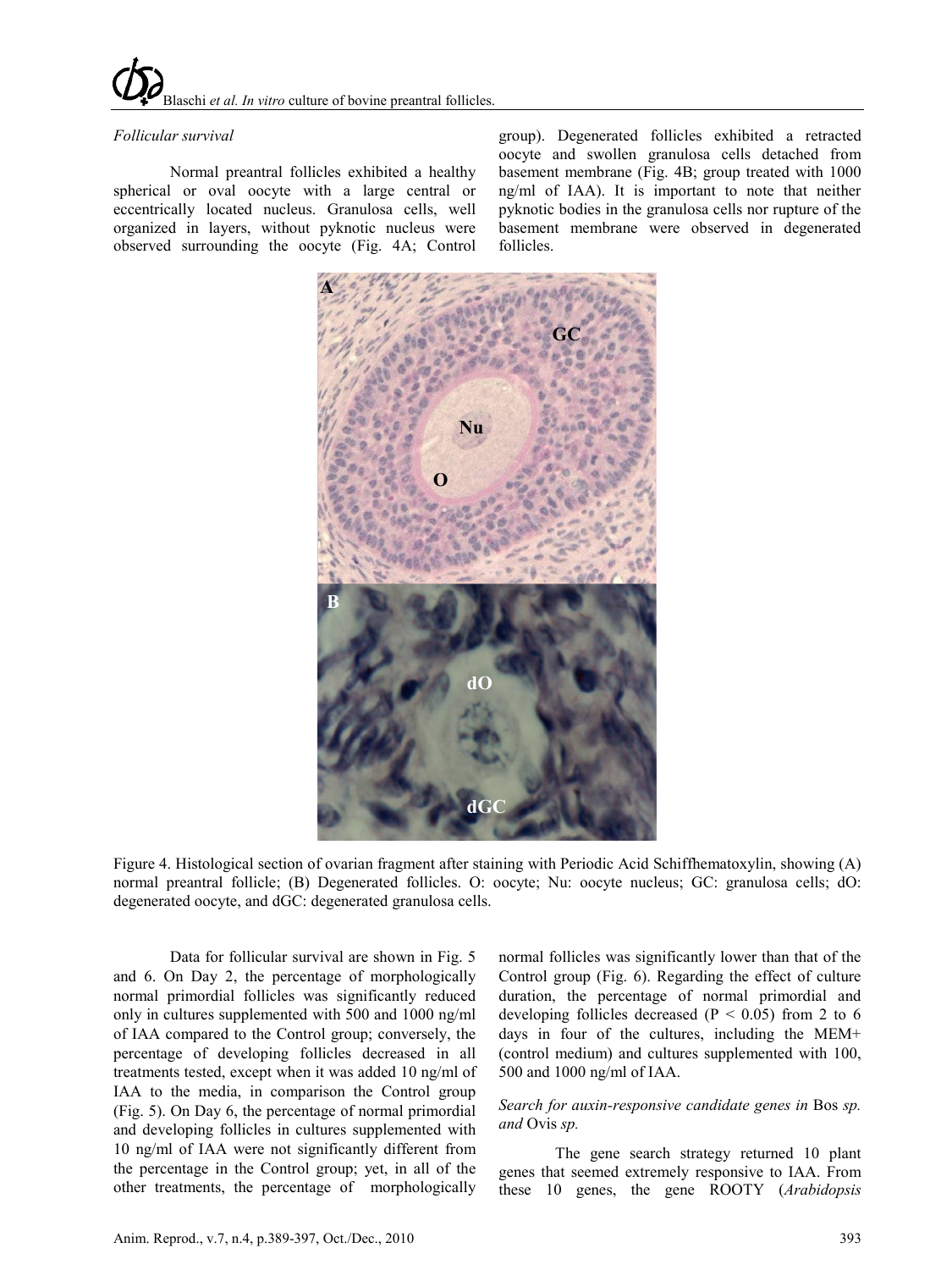*Follicular survival*

Normal preantral follicles exhibited a healthy spherical or oval oocyte with a large central or eccentrically located nucleus. Granulosa cells, well organized in layers, without pyknotic nucleus were observed surrounding the oocyte (Fig. 4A; Control group). Degenerated follicles exhibited a retracted oocyte and swollen granulosa cells detached from basement membrane (Fig. 4B; group treated with 1000 ng/ml of IAA). It is important to note that neither pyknotic bodies in the granulosa cells nor rupture of the basement membrane were observed in degenerated follicles.

Figure 4. Histological section of ovarian fragment after staining with Periodic Acid Schiffhematoxylin, showing (A) normal preantral follicle; (B) Degenerated follicles. O: oocyte; Nu: oocyte nucleus; GC: granulosa cells; dO: degenerated oocyte, and dGC: degenerated granulosa cells.

Data for follicular survival are shown in Fig. 5 and 6. On Day 2, the percentage of morphologically normal primordial follicles was significantly reduced only in cultures supplemented with 500 and 1000 ng/ml of IAA compared to the Control group; conversely, the percentage of developing follicles decreased in all treatments tested, except when it was added 10 ng/ml of IAA to the media, in comparison the Control group (Fig. 5). On Day 6, the percentage of normal primordial and developing follicles in cultures supplemented with 10 ng/ml of IAA were not significantly different from the percentage in the Control group; yet, in all of the other treatments, the percentage of morphologically normal follicles was significantly lower than that of the Control group (Fig. 6). Regarding the effect of culture duration, the percentage of normal primordial and developing follicles decreased ($P < 0.05$) from 2 to 6 days in four of the cultures, including the MEM+ (control medium) and cultures supplemented with 100, 500 and 1000 ng/ml of IAA.

*Search for auxin-responsive candidate genes in* Bos *sp. and* Ovis *sp.*

The gene search strategy returned 10 plant genes that seemed extremely responsive to IAA. From these 10 genes, the gene ROOTY (*Arabidopsis*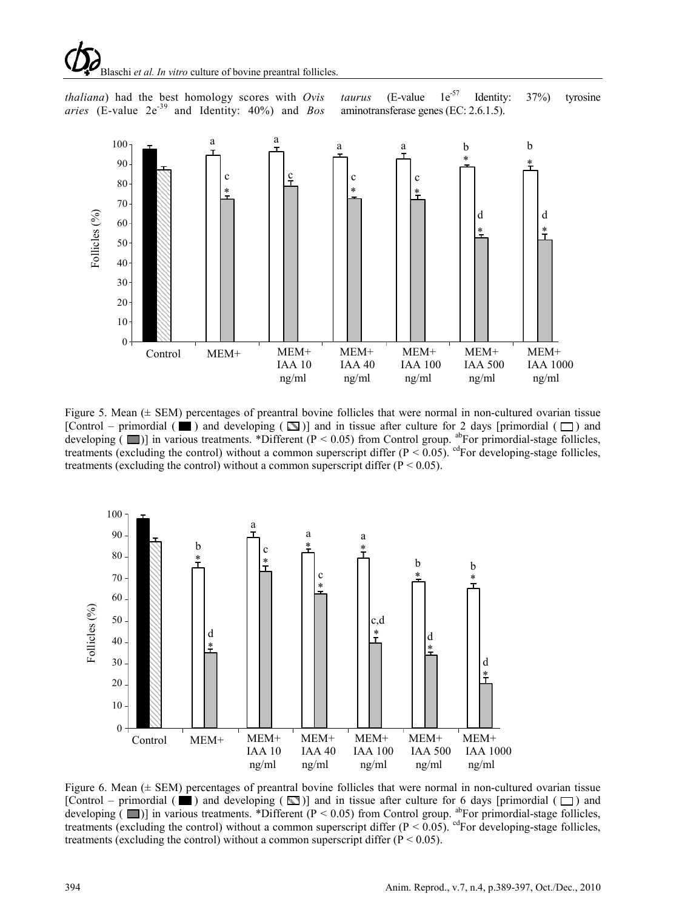*thaliana*) had the best homology scores with *Ovis aries* (E-value $2e^{-39}$ and Identity: 40%) and *Bos taurus* (E-value $1e^{-57}$ Identity: 37%) tyrosine aminotransferase genes (EC: 2.6.1.5).

Figure 5. Mean (± SEM) percentages of preantral bovine follicles that were normal in non-cultured ovarian tissue [Control – primordial ( ■ ) and developing ( ▨ )] and in tissue after culture for 2 days [primordial ( □ ) and developing ( ■ )] in various treatments. *Different ($P < 0.05$) from Control group. [ab]For primordial-stage follicles, treatments (excluding the control) without a common superscript differ ($P < 0.05$). [cd]For developing-stage follicles, treatments (excluding the control) without a common superscript differ ($P < 0.05$).

Figure 6. Mean (± SEM) percentages of preantral bovine follicles that were normal in non-cultured ovarian tissue [Control – primordial ( ■ ) and developing ( ▨ )] and in tissue after culture for 6 days [primordial ( □ ) and developing ( ■ )] in various treatments. *Different ($P < 0.05$) from Control group. [ab]For primordial-stage follicles, treatments (excluding the control) without a common superscript differ ($P < 0.05$). [cd]For developing-stage follicles, treatments (excluding the control) without a common superscript differ ($P < 0.05$).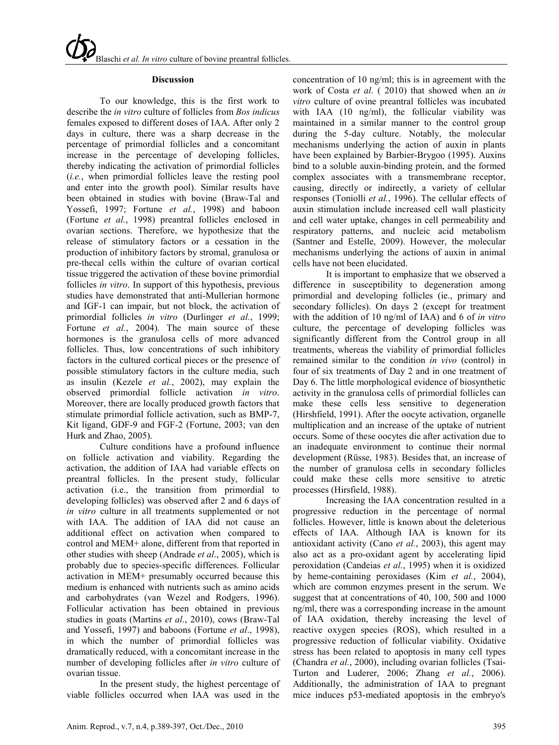## Discussion

To our knowledge, this is the first work to describe the *in vitro* culture of follicles from *Bos indicus* females exposed to different doses of IAA. After only 2 days in culture, there was a sharp decrease in the percentage of primordial follicles and a concomitant increase in the percentage of developing follicles, thereby indicating the activation of primordial follicles (*i.e.*, when primordial follicles leave the resting pool and enter into the growth pool). Similar results have been obtained in studies with bovine (Braw-Tal and Yossefi, 1997; Fortune *et al.*, 1998) and baboon (Fortune *et al.*, 1998) preantral follicles enclosed in ovarian sections. Therefore, we hypothesize that the release of stimulatory factors or a cessation in the production of inhibitory factors by stromal, granulosa or pre-thecal cells within the culture of ovarian cortical tissue triggered the activation of these bovine primordial follicles *in vitro*. In support of this hypothesis, previous studies have demonstrated that anti-Mullerian hormone and IGF-1 can impair, but not block, the activation of primordial follicles *in vitro* (Durlinger *et al.*, 1999; Fortune *et al.*, 2004). The main source of these hormones is the granulosa cells of more advanced follicles. Thus, low concentrations of such inhibitory factors in the cultured cortical pieces or the presence of possible stimulatory factors in the culture media, such as insulin (Kezele *et al.*, 2002), may explain the observed primordial follicle activation *in vitro*. Moreover, there are locally produced growth factors that stimulate primordial follicle activation, such as BMP-7, Kit ligand, GDF-9 and FGF-2 (Fortune, 2003; van den Hurk and Zhao, 2005).

Culture conditions have a profound influence on follicle activation and viability. Regarding the activation, the addition of IAA had variable effects on preantral follicles. In the present study, follicular activation (i.e., the transition from primordial to developing follicles) was observed after 2 and 6 days of *in vitro* culture in all treatments supplemented or not with IAA. The addition of IAA did not cause an additional effect on activation when compared to control and MEM+ alone, different from that reported in other studies with sheep (Andrade *et al*., 2005), which is probably due to species-specific differences. Follicular activation in MEM+ presumably occurred because this medium is enhanced with nutrients such as amino acids and carbohydrates (van Wezel and Rodgers, 1996). Follicular activation has been obtained in previous studies in goats (Martins *et al*., 2010), cows (Braw-Tal and Yossefi, 1997) and baboons (Fortune *et al*., 1998), in which the number of primordial follicles was dramatically reduced, with a concomitant increase in the number of developing follicles after *in vitro* culture of ovarian tissue.

In the present study, the highest percentage of viable follicles occurred when IAA was used in the concentration of 10 ng/ml; this is in agreement with the work of Costa *et al*. ( 2010) that showed when an *in vitro* culture of ovine preantral follicles was incubated with IAA (10 ng/ml), the follicular viability was maintained in a similar manner to the control group during the 5-day culture. Notably, the molecular mechanisms underlying the action of auxin in plants have been explained by Barbier-Brygoo (1995). Auxins bind to a soluble auxin-binding protein, and the formed complex associates with a transmembrane receptor, causing, directly or indirectly, a variety of cellular responses (Toniolli *et al.*, 1996). The cellular effects of auxin stimulation include increased cell wall plasticity and cell water uptake, changes in cell permeability and respiratory patterns, and nucleic acid metabolism (Santner and Estelle, 2009). However, the molecular mechanisms underlying the actions of auxin in animal cells have not been elucidated.

It is important to emphasize that we observed a difference in susceptibility to degeneration among primordial and developing follicles (ie., primary and secondary follicles). On days 2 (except for treatment with the addition of 10 ng/ml of IAA) and 6 of *in vitro* culture, the percentage of developing follicles was significantly different from the Control group in all treatments, whereas the viability of primordial follicles remained similar to the condition *in vivo* (control) in four of six treatments of Day 2 and in one treatment of Day 6. The little morphological evidence of biosynthetic activity in the granulosa cells of primordial follicles can make these cells less sensitive to degeneration (Hirshfield, 1991). After the oocyte activation, organelle multiplication and an increase of the uptake of nutrient occurs. Some of these oocytes die after activation due to an inadequate environment to continue their normal development (Rüsse, 1983). Besides that, an increase of the number of granulosa cells in secondary follicles could make these cells more sensitive to atretic processes (Hirsfield, 1988).

Increasing the IAA concentration resulted in a progressive reduction in the percentage of normal follicles. However, little is known about the deleterious effects of IAA. Although IAA is known for its antioxidant activity (Cano *et al.*, 2003), this agent may also act as a pro-oxidant agent by accelerating lipid peroxidation (Candeias *et al.*, 1995) when it is oxidized by heme-containing peroxidases (Kim *et al.*, 2004), which are common enzymes present in the serum. We suggest that at concentrations of 40, 100, 500 and 1000 ng/ml, there was a corresponding increase in the amount of IAA oxidation, thereby increasing the level of reactive oxygen species (ROS), which resulted in a progressive reduction of follicular viability. Oxidative stress has been related to apoptosis in many cell types (Chandra *et al.*, 2000), including ovarian follicles (Tsai-Turton and Luderer, 2006; Zhang *et al.*, 2006). Additionally, the administration of IAA to pregnant mice induces p53-mediated apoptosis in the embryo's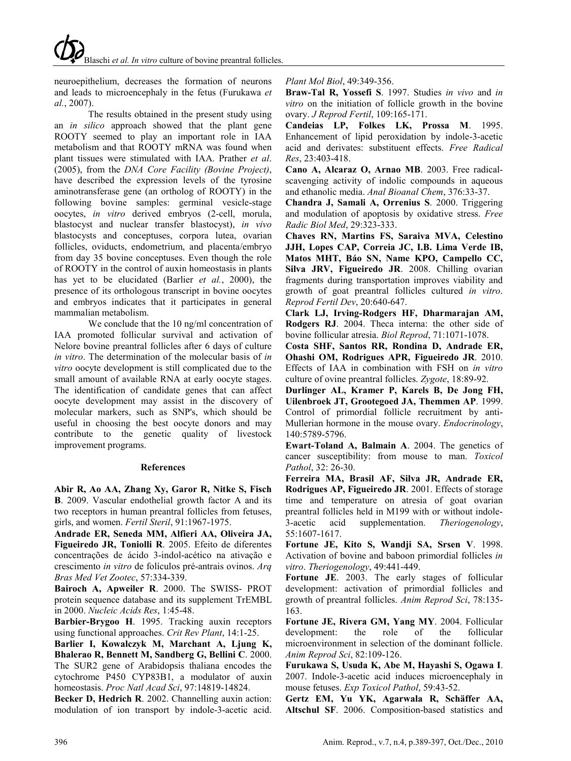neuroepithelium, decreases the formation of neurons and leads to microencephaly in the fetus (Furukawa *et al.*, 2007).

The results obtained in the present study using an *in silico* approach showed that the plant gene ROOTY seemed to play an important role in IAA metabolism and that ROOTY mRNA was found when plant tissues were stimulated with IAA. Prather *et al*. (2005), from the *DNA Core Facility (Bovine Project)*, have described the expression levels of the tyrosine aminotransferase gene (an ortholog of ROOTY) in the following bovine samples: germinal vesicle-stage oocytes, *in vitro* derived embryos (2-cell, morula, blastocyst and nuclear transfer blastocyst), *in vivo* blastocysts and conceptuses, corpora lutea, ovarian follicles, oviducts, endometrium, and placenta/embryo from day 35 bovine conceptuses. Even though the role of ROOTY in the control of auxin homeostasis in plants has yet to be elucidated (Barlier *et al.*, 2000), the presence of its orthologous transcript in bovine oocytes and embryos indicates that it participates in general mammalian metabolism.

We conclude that the 10 ng/ml concentration of IAA promoted follicular survival and activation of Nelore bovine preantral follicles after 6 days of culture *in vitro*. The determination of the molecular basis of *in vitro* oocyte development is still complicated due to the small amount of available RNA at early oocyte stages. The identification of candidate genes that can affect oocyte development may assist in the discovery of molecular markers, such as SNP's, which should be useful in choosing the best oocyte donors and may contribute to the genetic quality of livestock improvement programs.

## References

**Abir R, Ao AA, Zhang Xy, Garor R, Nitke S, Fisch B**. 2009. Vascular endothelial growth factor A and its two receptors in human preantral follicles from fetuses, girls, and women. *Fertil Steril*, 91:1967-1975.

**Andrade ER, Seneda MM, Alfieri AA, Oliveira JA, Figueiredo JR, Toniolli R**. 2005. Efeito de diferentes concentrações de ácido 3-indol-acético na ativação e crescimento *in vitro* de folículos pré-antrais ovinos. *Arq Bras Med Vet Zootec*, 57:334-339.

**Bairoch A, Apweiler R**. 2000. The SWISS- PROT protein sequence database and its supplement TrEMBL in 2000. *Nucleic Acids Res*, 1:45-48.

**Barbier-Brygoo H**. 1995. Tracking auxin receptors using functional approaches. *Crit Rev Plant*, 14:1-25.

**Barlier I, Kowalczyk M, Marchant A, Ljung K, Bhalerao R, Bennett M, Sandberg G, Bellini C**. 2000. The SUR2 gene of Arabidopsis thaliana encodes the cytochrome P450 CYP83B1, a modulator of auxin homeostasis. *Proc Natl Acad Sci*, 97:14819-14824.

**Becker D, Hedrich R**. 2002. Channelling auxin action: modulation of ion transport by indole-3-acetic acid. *Plant Mol Biol*, 49:349-356.

**Braw-Tal R, Yossefi S**. 1997. Studies *in vivo* and *in vitro* on the initiation of follicle growth in the bovine ovary. *J Reprod Fertil*, 109:165-171.

**Candeias LP, Folkes LK, Prossa M**. 1995. Enhancement of lipid peroxidation by indole-3-acetic acid and derivates: substituent effects. *Free Radical Res*, 23:403-418.

**Cano A, Alcaraz O, Arnao MB**. 2003. Free radical-scavenging activity of indolic compounds in aqueous and ethanolic media. *Anal Bioanal Chem*, 376:33-37.

**Chandra J, Samali A, Orrenius S**. 2000. Triggering and modulation of apoptosis by oxidative stress. *Free Radic Biol Med*, 29:323-333.

**Chaves RN, Martins FS, Saraiva MVA, Celestino JJH, Lopes CAP, Correia JC, I.B. Lima Verde IB, Matos MHT, Báo SN, Name KPO, Campello CC, Silva JRV, Figueiredo JR**. 2008. Chilling ovarian fragments during transportation improves viability and growth of goat preantral follicles cultured *in vitro*. *Reprod Fertil Dev*, 20:640-647.

**Clark LJ, Irving-Rodgers HF, Dharmarajan AM, Rodgers RJ**. 2004. Theca interna: the other side of bovine follicular atresia. *Biol Reprod*, 71:1071-1078.

**Costa SHF, Santos RR, Rondina D, Andrade ER, Ohashi OM, Rodrigues APR, Figueiredo JR**. 2010. Effects of IAA in combination with FSH on *in vitro* culture of ovine preantral follicles. *Zygote*, 18:89-92.

**Durlinger AL, Kramer P, Karels B, De Jong FH, Uilenbroek JT, Grootegoed JA, Themmen AP**. 1999. Control of primordial follicle recruitment by anti-Mullerian hormone in the mouse ovary. *Endocrinology*, 140:5789-5796.

**Ewart-Toland A, Balmain A**. 2004. The genetics of cancer susceptibility: from mouse to man. *Toxicol Pathol*, 32: 26-30.

**Ferreira MA, Brasil AF, Silva JR, Andrade ER, Rodrigues AP, Figueiredo JR**. 2001. Effects of storage time and temperature on atresia of goat ovarian preantral follicles held in M199 with or without indole-3-acetic acid supplementation. *Theriogenology*, 55:1607-1617.

**Fortune JE, Kito S, Wandji SA, Srsen V**. 1998. Activation of bovine and baboon primordial follicles *in vitro*. *Theriogenology*, 49:441-449.

**Fortune JE**. 2003. The early stages of follicular development: activation of primordial follicles and growth of preantral follicles. *Anim Reprod Sci*, 78:135-163.

**Fortune JE, Rivera GM, Yang MY**. 2004. Follicular development: the role of the follicular microenvironment in selection of the dominant follicle. *Anim Reprod Sci*, 82:109-126.

**Furukawa S, Usuda K, Abe M, Hayashi S, Ogawa I**. 2007. Indole-3-acetic acid induces microencephaly in mouse fetuses. *Exp Toxicol Pathol*, 59:43-52.

**Gertz EM, Yu YK, Agarwala R, Schäffer AA, Altschul SF**. 2006. Composition-based statistics and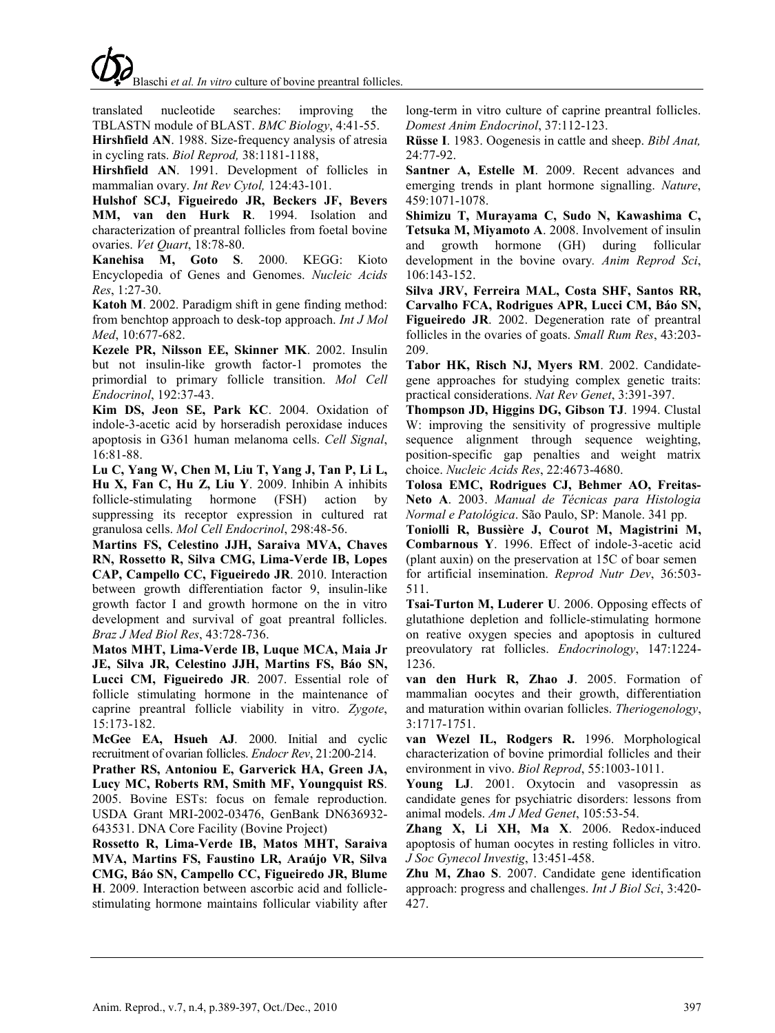translated nucleotide searches: improving the TBLASTN module of BLAST. *BMC Biology*, 4:41-55.

**Hirshfield AN**. 1988. Size-frequency analysis of atresia in cycling rats. *Biol Reprod,* 38:1181-1188,

**Hirshfield AN**. 1991. Development of follicles in mammalian ovary. *Int Rev Cytol,* 124:43-101.

**Hulshof SCJ, Figueiredo JR, Beckers JF, Bevers MM, van den Hurk R**. 1994. Isolation and characterization of preantral follicles from foetal bovine ovaries. *Vet Quart*, 18:78-80.

**Kanehisa M, Goto S**. 2000. KEGG: Kioto Encyclopedia of Genes and Genomes. *Nucleic Acids Res*, 1:27-30.

**Katoh M**. 2002. Paradigm shift in gene finding method: from benchtop approach to desk-top approach. *Int J Mol Med*, 10:677-682.

**Kezele PR, Nilsson EE, Skinner MK**. 2002. Insulin but not insulin-like growth factor-1 promotes the primordial to primary follicle transition. *Mol Cell Endocrinol*, 192:37-43.

**Kim DS, Jeon SE, Park KC**. 2004. Oxidation of indole-3-acetic acid by horseradish peroxidase induces apoptosis in G361 human melanoma cells. *Cell Signal*, 16:81-88.

**Lu C, Yang W, Chen M, Liu T, Yang J, Tan P, Li L, Hu X, Fan C, Hu Z, Liu Y**. 2009. Inhibin A inhibits follicle-stimulating hormone (FSH) action by suppressing its receptor expression in cultured rat granulosa cells. *Mol Cell Endocrinol*, 298:48-56.

**Martins FS, Celestino JJH, Saraiva MVA, Chaves RN, Rossetto R, Silva CMG, Lima-Verde IB, Lopes CAP, Campello CC, Figueiredo JR**. 2010. Interaction between growth differentiation factor 9, insulin-like growth factor I and growth hormone on the in vitro development and survival of goat preantral follicles. *Braz J Med Biol Res*, 43:728-736.

**Matos MHT, Lima-Verde IB, Luque MCA, Maia Jr JE, Silva JR, Celestino JJH, Martins FS, Báo SN, Lucci CM, Figueiredo JR**. 2007. Essential role of follicle stimulating hormone in the maintenance of caprine preantral follicle viability in vitro. *Zygote*, 15:173-182.

**McGee EA, Hsueh AJ**. 2000. Initial and cyclic recruitment of ovarian follicles. *Endocr Rev*, 21:200-214.

**Prather RS, Antoniou E, Garverick HA, Green JA, Lucy MC, Roberts RM, Smith MF, Youngquist RS**. 2005. Bovine ESTs: focus on female reproduction. USDA Grant MRI-2002-03476, GenBank DN636932-643531. DNA Core Facility (Bovine Project)

**Rossetto R, Lima-Verde IB, Matos MHT, Saraiva MVA, Martins FS, Faustino LR, Araújo VR, Silva CMG, Báo SN, Campello CC, Figueiredo JR, Blume H**. 2009. Interaction between ascorbic acid and follicle-stimulating hormone maintains follicular viability after long-term in vitro culture of caprine preantral follicles. *Domest Anim Endocrinol*, 37:112-123.

**Rüsse I**. 1983. Oogenesis in cattle and sheep. *Bibl Anat,* 24:77-92.

**Santner A, Estelle M**. 2009. Recent advances and emerging trends in plant hormone signalling. *Nature*, 459:1071-1078.

**Shimizu T, Murayama C, Sudo N, Kawashima C, Tetsuka M, Miyamoto A**. 2008. Involvement of insulin and growth hormone (GH) during follicular development in the bovine ovary. *Anim Reprod Sci*, 106:143-152.

**Silva JRV, Ferreira MAL, Costa SHF, Santos RR, Carvalho FCA, Rodrigues APR, Lucci CM, Báo SN, Figueiredo JR**. 2002. Degeneration rate of preantral follicles in the ovaries of goats. *Small Rum Res*, 43:203-209.

**Tabor HK, Risch NJ, Myers RM**. 2002. Candidate-gene approaches for studying complex genetic traits: practical considerations. *Nat Rev Genet*, 3:391-397.

**Thompson JD, Higgins DG, Gibson TJ**. 1994. Clustal W: improving the sensitivity of progressive multiple sequence alignment through sequence weighting, position-specific gap penalties and weight matrix choice. *Nucleic Acids Res*, 22:4673-4680.

**Tolosa EMC, Rodrigues CJ, Behmer AO, Freitas-Neto A**. 2003. *Manual de Técnicas para Histologia Normal e Patológica*. São Paulo, SP: Manole. 341 pp.

**Toniolli R, Bussière J, Courot M, Magistrini M, Combarnous Y**. 1996. Effect of indole-3-acetic acid (plant auxin) on the preservation at 15C of boar semen for artificial insemination. *Reprod Nutr Dev*, 36:503-511.

**Tsai-Turton M, Luderer U**. 2006. Opposing effects of glutathione depletion and follicle-stimulating hormone on reative oxygen species and apoptosis in cultured preovulatory rat follicles. *Endocrinology*, 147:1224-1236.

**van den Hurk R, Zhao J**. 2005. Formation of mammalian oocytes and their growth, differentiation and maturation within ovarian follicles. *Theriogenology*, 3:1717-1751.

**van Wezel IL, Rodgers R.** 1996. Morphological characterization of bovine primordial follicles and their environment in vivo. *Biol Reprod*, 55:1003-1011.

**Young LJ**. 2001. Oxytocin and vasopressin as candidate genes for psychiatric disorders: lessons from animal models. *Am J Med Genet*, 105:53-54.

**Zhang X, Li XH, Ma X**. 2006. Redox-induced apoptosis of human oocytes in resting follicles in vitro. *J Soc Gynecol Investig*, 13:451-458.

**Zhu M, Zhao S**. 2007. Candidate gene identification approach: progress and challenges. *Int J Biol Sci*, 3:420-427.